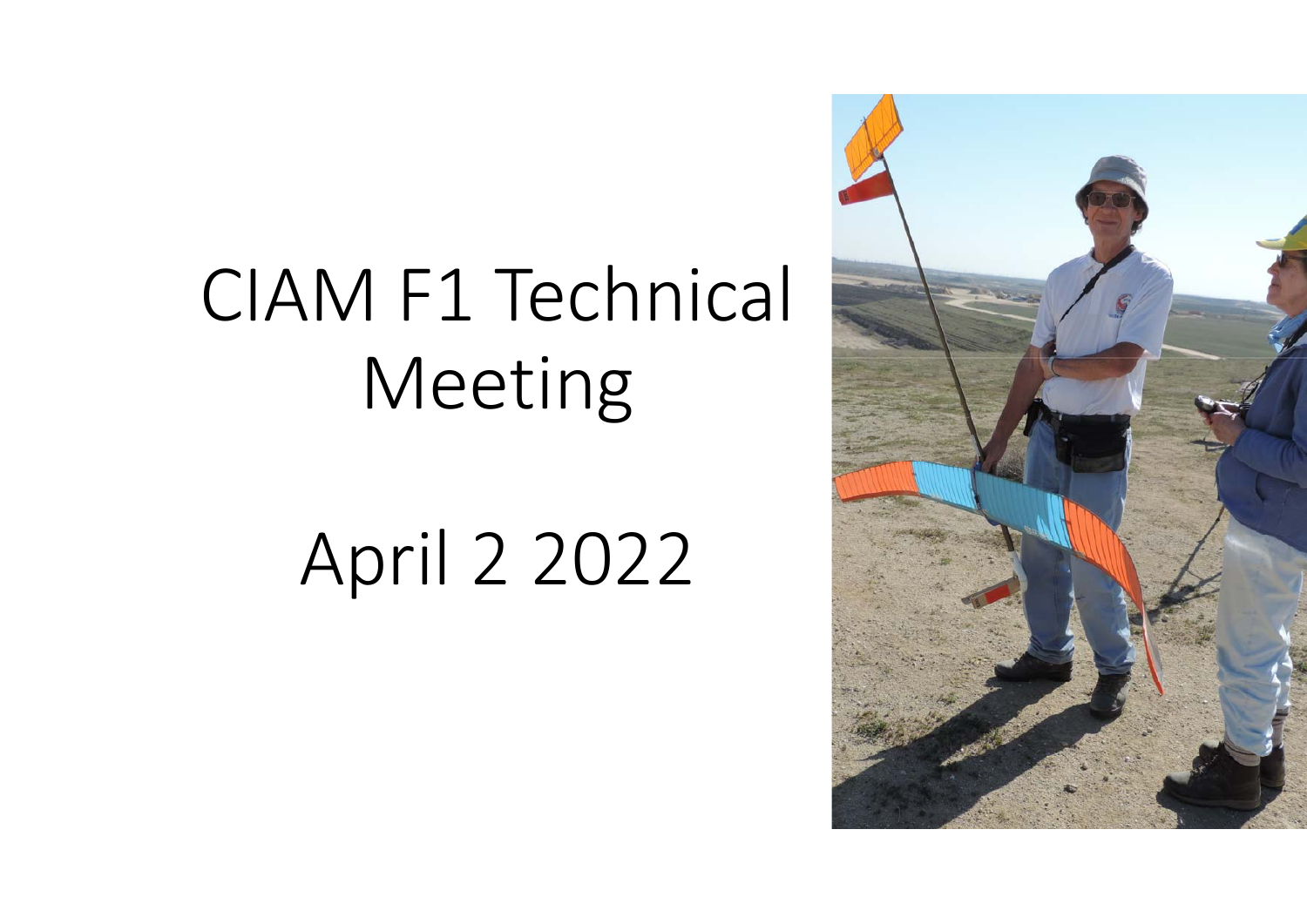# CIAM F1 Technical Meeting

# April 2 2022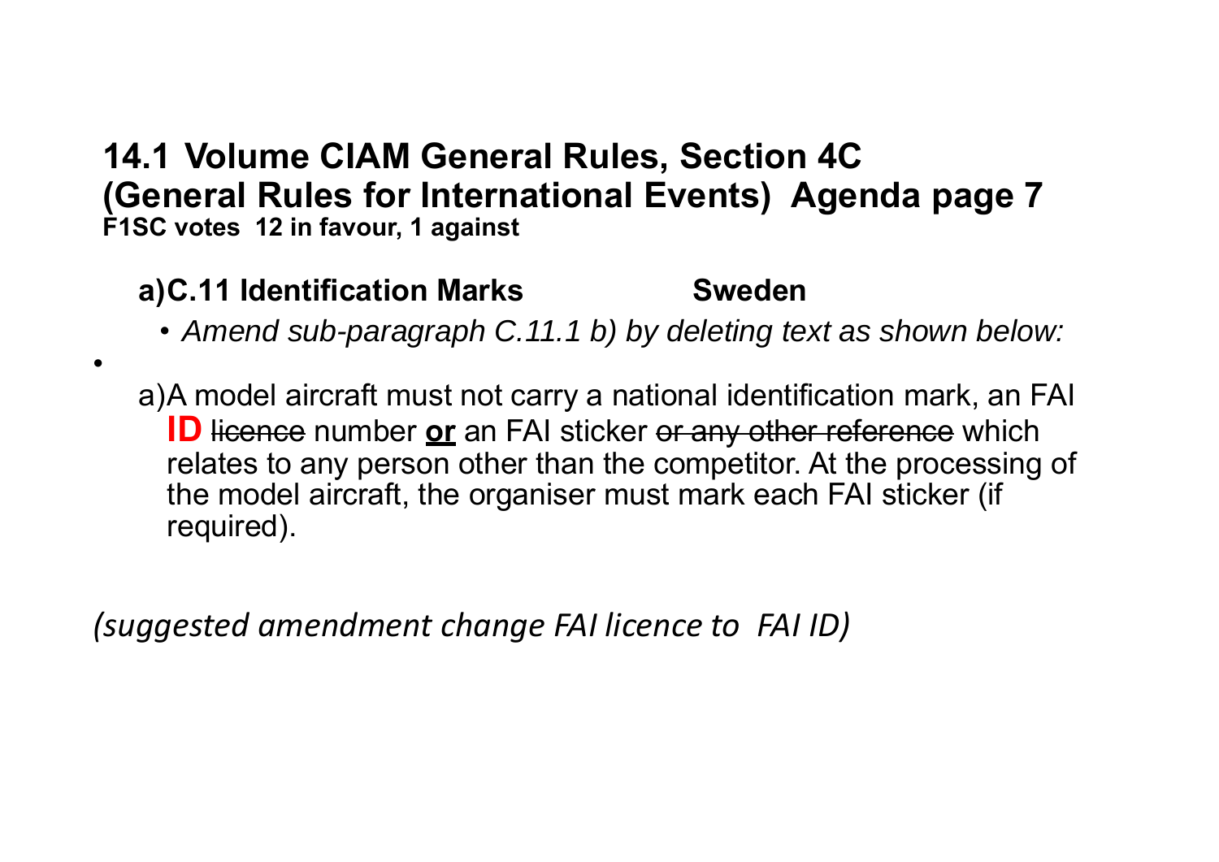## 14.1 Volume CIAM General Rules, Section 4C (General Rules for International Events) Agenda page 7

**F1SC votes 12 in favour, 1 against**

### a) C.11 Identification Marks Sweden

- *Amend sub-paragraph C.11.1 b) by deleting text as shown below:*

a) A model aircraft must not carry a national identification mark, an FAI **ID** ~~licence~~ number **or** an FAI sticker ~~or any other reference~~ which relates to any person other than the competitor. At the processing of the model aircraft, the organiser must mark each FAI sticker (if required).

*(suggested amendment change FAI licence to FAI ID)*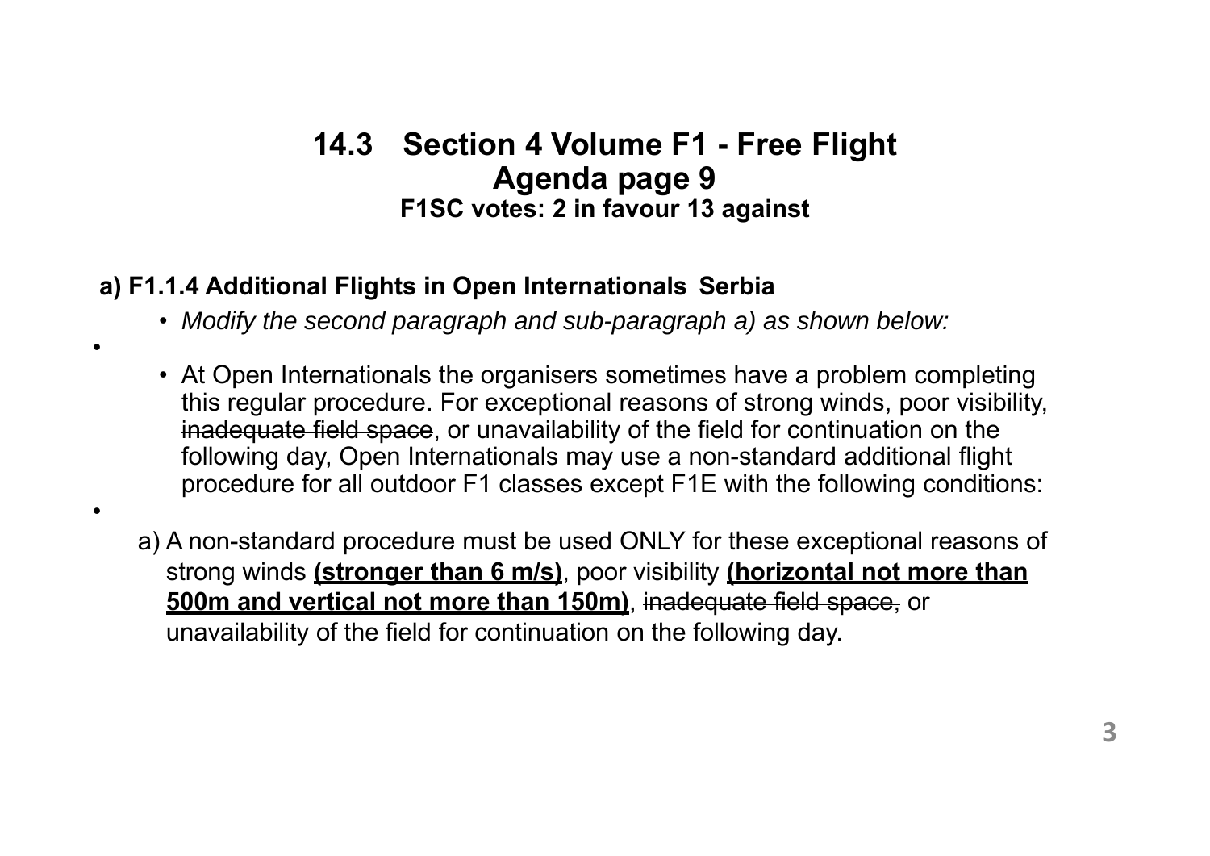## 14.3 Section 4 Volume F1 - Free Flight
## Agenda page 9
### F1SC votes: 2 in favour 13 against

**a) F1.1.4 Additional Flights in Open Internationals Serbia**

- *Modify the second paragraph and sub-paragraph a) as shown below:*

- At Open Internationals the organisers sometimes have a problem completing this regular procedure. For exceptional reasons of strong winds, poor visibility, ~~inadequate field space~~, or unavailability of the field for continuation on the following day, Open Internationals may use a non-standard additional flight procedure for all outdoor F1 classes except F1E with the following conditions:

a) A non-standard procedure must be used ONLY for these exceptional reasons of strong winds **<u>(stronger than 6 m/s)</u>**, poor visibility **<u>(horizontal not more than 500m and vertical not more than 150m)</u>**, ~~inadequate field space,~~ or unavailability of the field for continuation on the following day.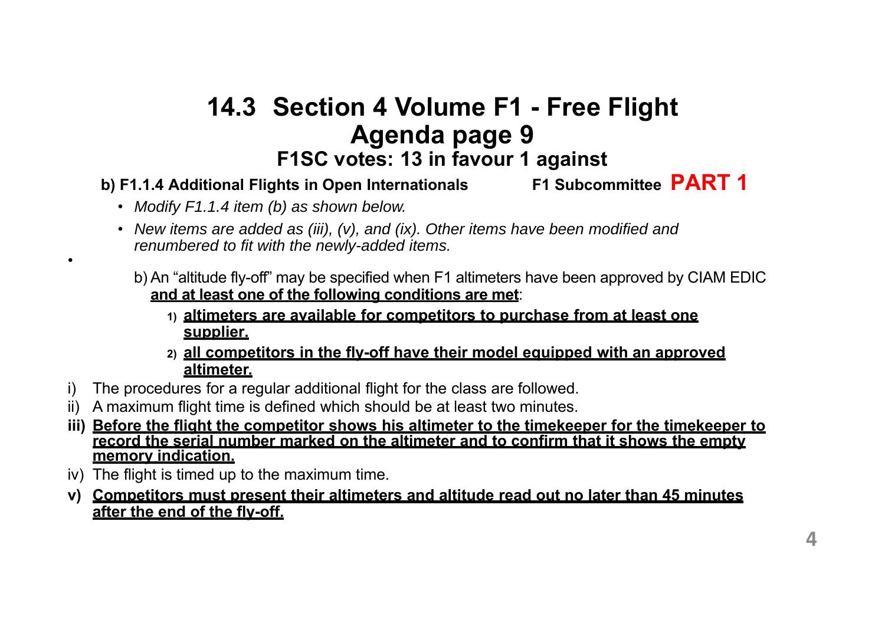# 14.3 Section 4 Volume F1 - Free Flight
## Agenda page 9
### F1SC votes: 13 in favour 1 against

**b) F1.1.4 Additional Flights in Open Internationals** **F1 Subcommittee** **PART 1**

- *Modify F1.1.4 item (b) as shown below.*
- *New items are added as (iii), (v), and (ix). Other items have been modified and renumbered to fit with the newly-added items.*

b) An "altitude fly-off" may be specified when F1 altimeters have been approved by CIAM EDIC <u>**and at least one of the following conditions are met**</u>:

1) <u>**altimeters are available for competitors to purchase from at least one supplier.**</u>
2) <u>**all competitors in the fly-off have their model equipped with an approved altimeter.**</u>

i) The procedures for a regular additional flight for the class are followed.

ii) A maximum flight time is defined which should be at least two minutes.

**iii)** <u>**Before the flight the competitor shows his altimeter to the timekeeper for the timekeeper to record the serial number marked on the altimeter and to confirm that it shows the empty memory indication.**</u>

iv) The flight is timed up to the maximum time.

**v)** <u>**Competitors must present their altimeters and altitude read out no later than 45 minutes after the end of the fly-off.**</u>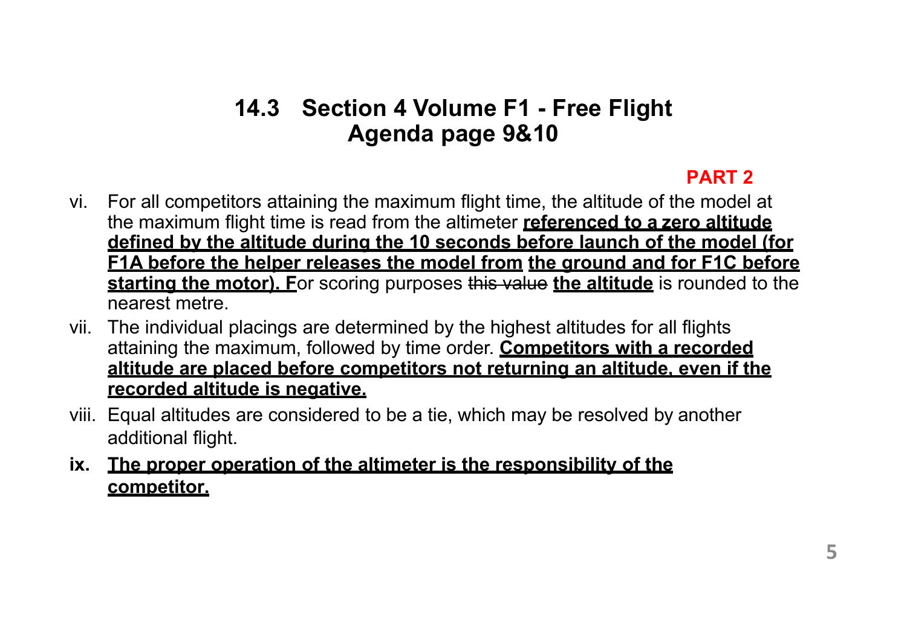## 14.3 Section 4 Volume F1 - Free Flight
## Agenda page 9&10

**PART 2**

vi. For all competitors attaining the maximum flight time, the altitude of the model at the maximum flight time is read from the altimeter <u>**referenced to a zero altitude defined by the altitude during the 10 seconds before launch of the model (for F1A before the helper releases the model from the ground and for F1C before starting the motor). F**</u>or scoring purposes ~~this value~~ <u>**the altitude**</u> is rounded to the nearest metre.

vii. The individual placings are determined by the highest altitudes for all flights attaining the maximum, followed by time order. <u>**Competitors with a recorded altitude are placed before competitors not returning an altitude, even if the recorded altitude is negative.**</u>

viii. Equal altitudes are considered to be a tie, which may be resolved by another additional flight.

**ix.** <u>**The proper operation of the altimeter is the responsibility of the competitor.**</u>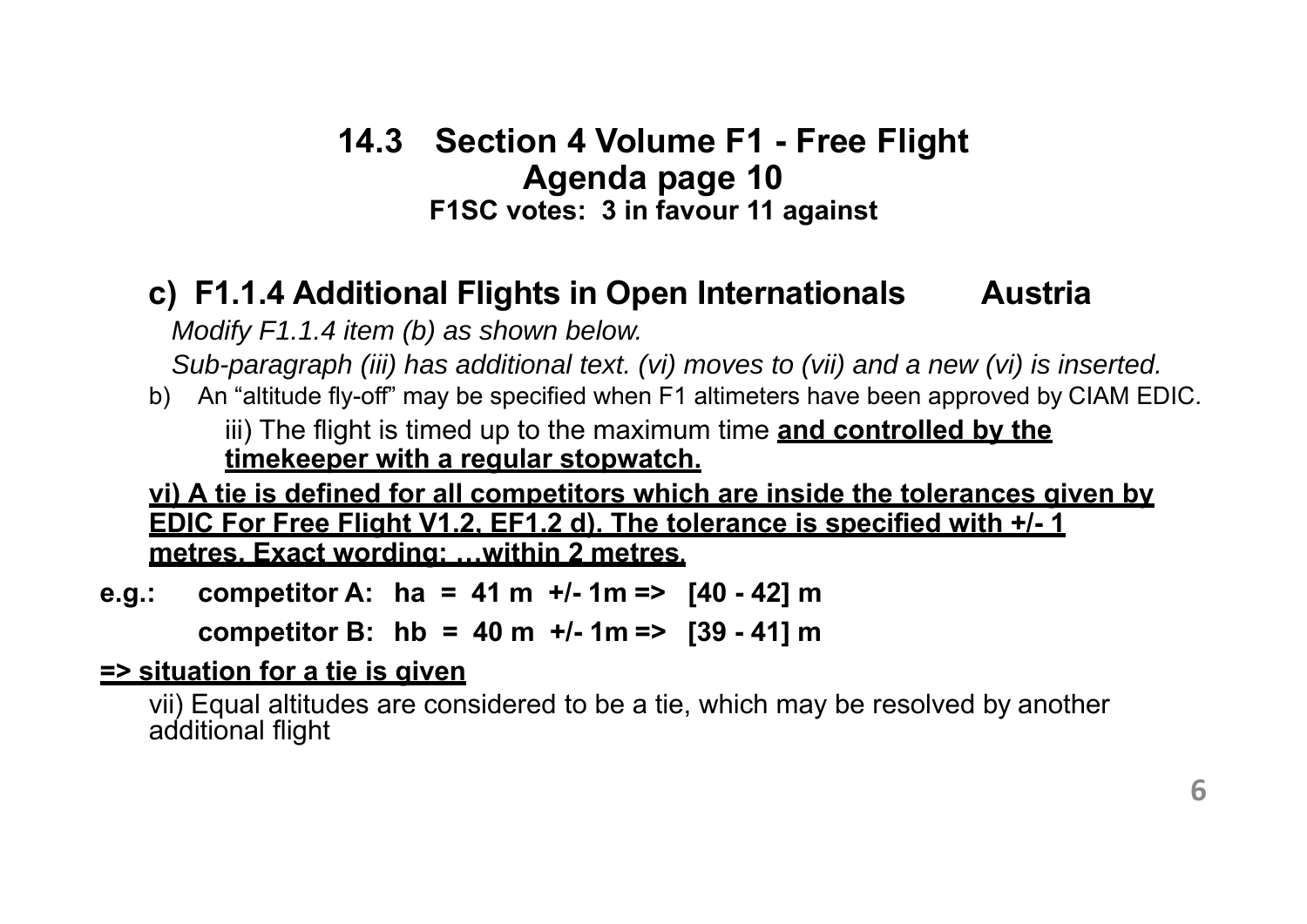# 14.3 Section 4 Volume F1 - Free Flight

## Agenda page 10

**F1SC votes: 3 in favour 11 against**

## c) F1.1.4 Additional Flights in Open Internationals — Austria

*Modify F1.1.4 item (b) as shown below.*

*Sub-paragraph (iii) has additional text. (vi) moves to (vii) and a new (vi) is inserted.*

b) An "altitude fly-off" may be specified when F1 altimeters have been approved by CIAM EDIC.

iii) The flight is timed up to the maximum time <u>**and controlled by the timekeeper with a regular stopwatch.**</u>

<u>**vi) A tie is defined for all competitors which are inside the tolerances given by EDIC For Free Flight V1.2, EF1.2 d). The tolerance is specified with +/- 1 metres. Exact wording: …within 2 metres.**</u>

**e.g.: competitor A: ha = 41 m +/- 1m => [40 - 42] m**

**competitor B: hb = 40 m +/- 1m => [39 - 41] m**

<u>**=> situation for a tie is given**</u>

vii) Equal altitudes are considered to be a tie, which may be resolved by another additional flight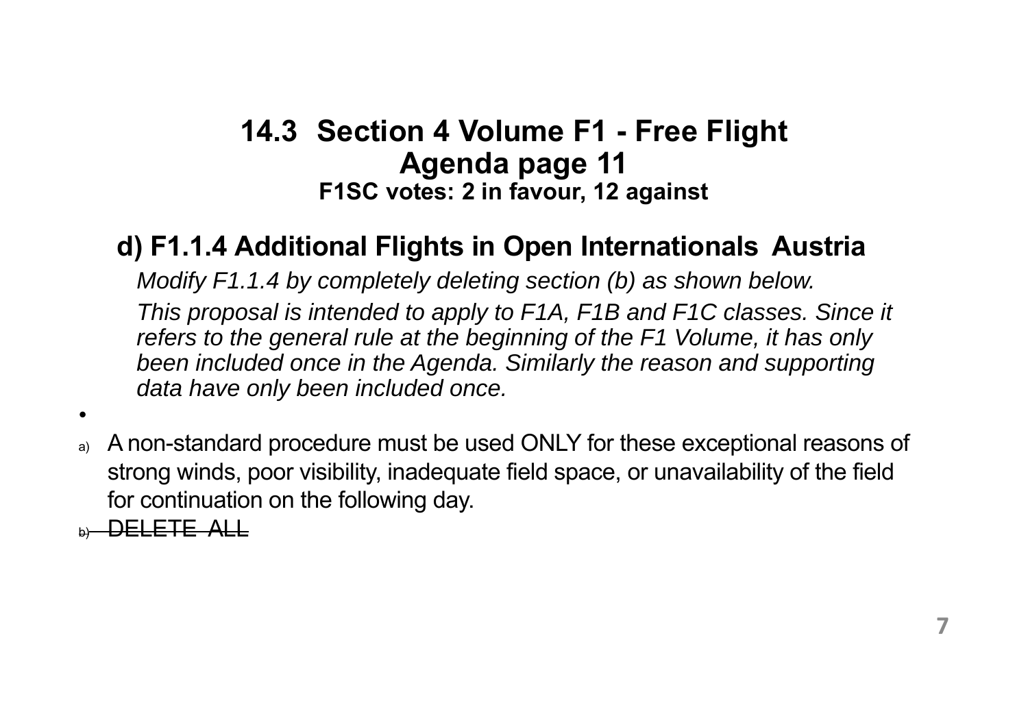# 14.3 Section 4 Volume F1 - Free Flight
## Agenda page 11
### F1SC votes: 2 in favour, 12 against

## d) F1.1.4 Additional Flights in Open Internationals Austria

*Modify F1.1.4 by completely deleting section (b) as shown below.*

*This proposal is intended to apply to F1A, F1B and F1C classes. Since it refers to the general rule at the beginning of the F1 Volume, it has only been included once in the Agenda. Similarly the reason and supporting data have only been included once.*

- 

a) A non-standard procedure must be used ONLY for these exceptional reasons of strong winds, poor visibility, inadequate field space, or unavailability of the field for continuation on the following day.

~~b) DELETE ALL~~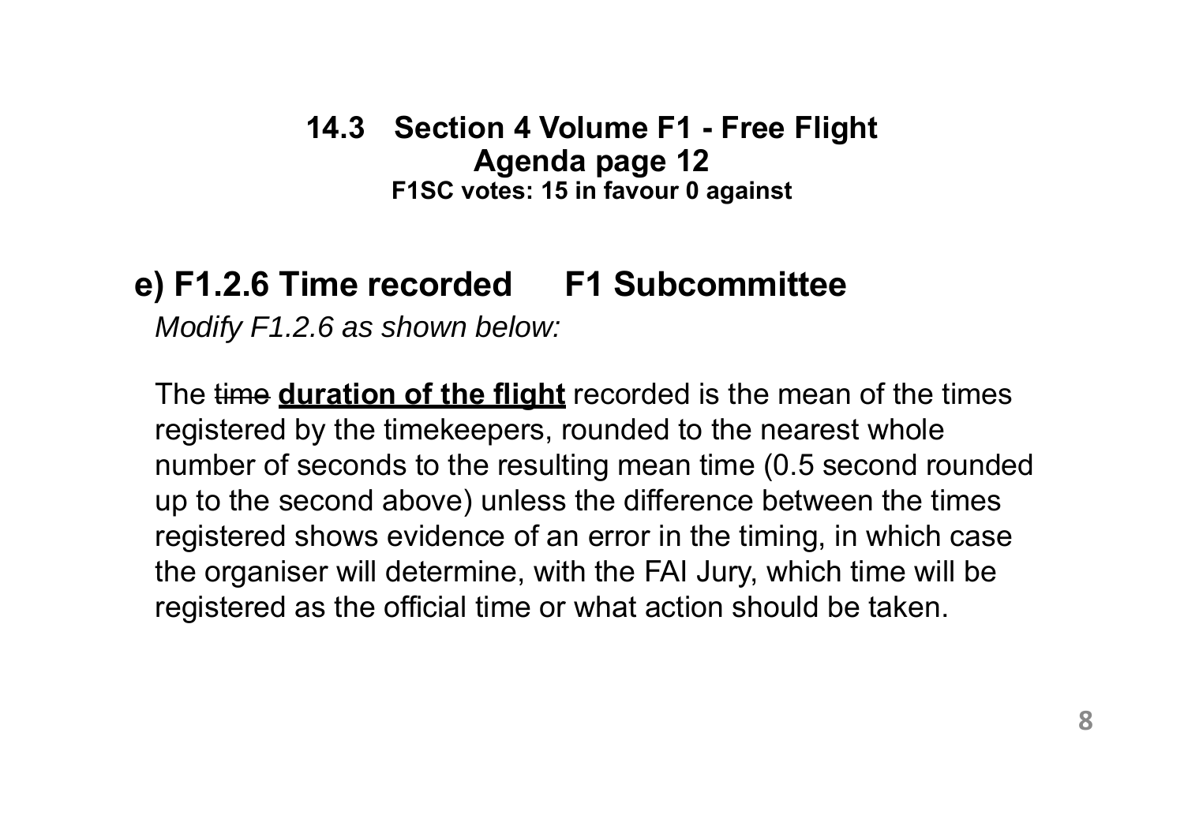## 14.3 Section 4 Volume F1 - Free Flight
### Agenda page 12
**F1SC votes: 15 in favour 0 against**

## e) F1.2.6 Time recorded F1 Subcommittee

*Modify F1.2.6 as shown below:*

The ~~time~~ **duration of the flight** recorded is the mean of the times registered by the timekeepers, rounded to the nearest whole number of seconds to the resulting mean time (0.5 second rounded up to the second above) unless the difference between the times registered shows evidence of an error in the timing, in which case the organiser will determine, with the FAI Jury, which time will be registered as the official time or what action should be taken.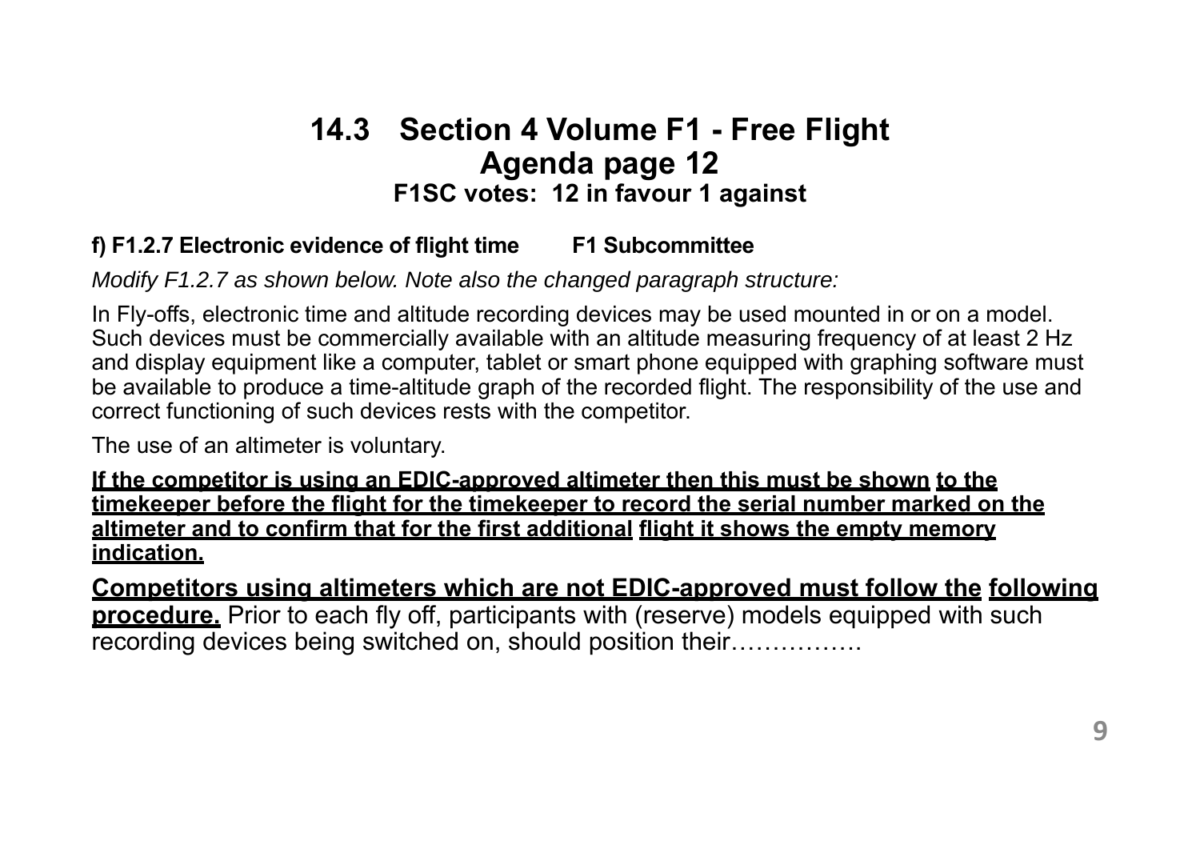# 14.3 Section 4 Volume F1 - Free Flight
## Agenda page 12
### F1SC votes: 12 in favour 1 against

**f) F1.2.7 Electronic evidence of flight time F1 Subcommittee**

*Modify F1.2.7 as shown below. Note also the changed paragraph structure:*

In Fly-offs, electronic time and altitude recording devices may be used mounted in or on a model. Such devices must be commercially available with an altitude measuring frequency of at least 2 Hz and display equipment like a computer, tablet or smart phone equipped with graphing software must be available to produce a time-altitude graph of the recorded flight. The responsibility of the use and correct functioning of such devices rests with the competitor.

The use of an altimeter is voluntary.

<u>**If the competitor is using an EDIC-approved altimeter then this must be shown to the timekeeper before the flight for the timekeeper to record the serial number marked on the altimeter and to confirm that for the first additional flight it shows the empty memory indication.**</u>

<u>**Competitors using altimeters which are not EDIC-approved must follow the following procedure.**</u> Prior to each fly off, participants with (reserve) models equipped with such recording devices being switched on, should position their…………….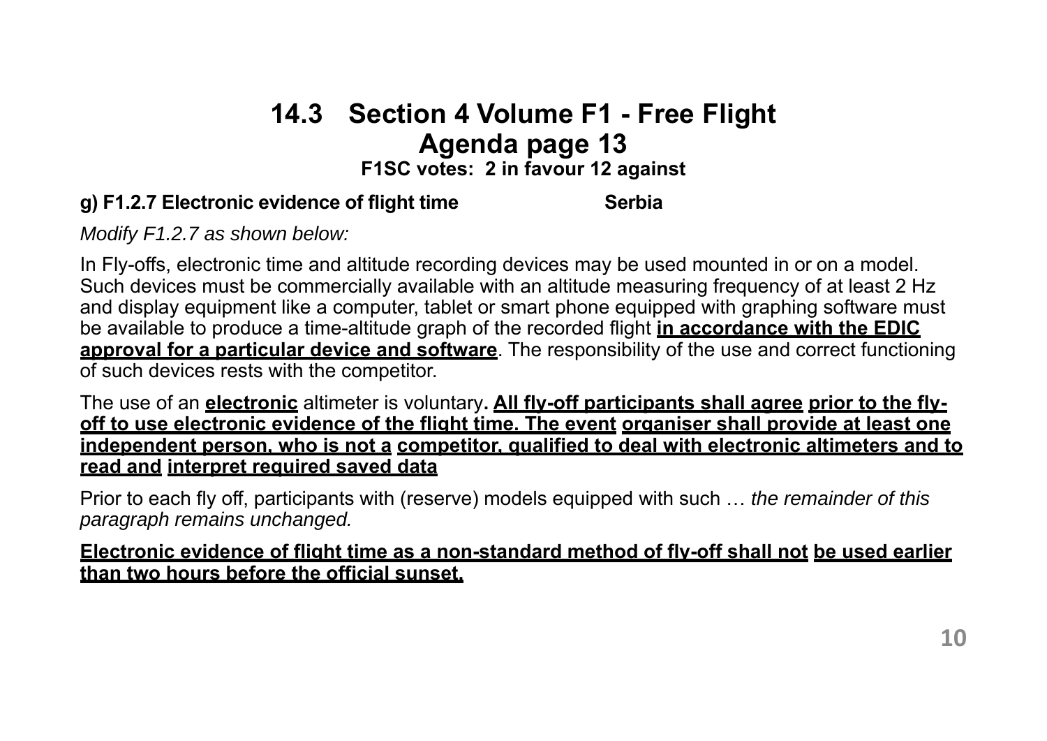# 14.3 Section 4 Volume F1 - Free Flight

## Agenda page 13

**F1SC votes: 2 in favour 12 against**

**g) F1.2.7 Electronic evidence of flight time Serbia**

*Modify F1.2.7 as shown below:*

In Fly-offs, electronic time and altitude recording devices may be used mounted in or on a model. Such devices must be commercially available with an altitude measuring frequency of at least 2 Hz and display equipment like a computer, tablet or smart phone equipped with graphing software must be available to produce a time-altitude graph of the recorded flight **in accordance with the EDIC approval for a particular device and software**. The responsibility of the use and correct functioning of such devices rests with the competitor.

The use of an **electronic** altimeter is voluntary**. All fly-off participants shall agree prior to the fly-off to use electronic evidence of the flight time. The event organiser shall provide at least one independent person, who is not a competitor, qualified to deal with electronic altimeters and to read and interpret required saved data**

Prior to each fly off, participants with (reserve) models equipped with such … *the remainder of this paragraph remains unchanged.*

**Electronic evidence of flight time as a non-standard method of fly-off shall not be used earlier than two hours before the official sunset.**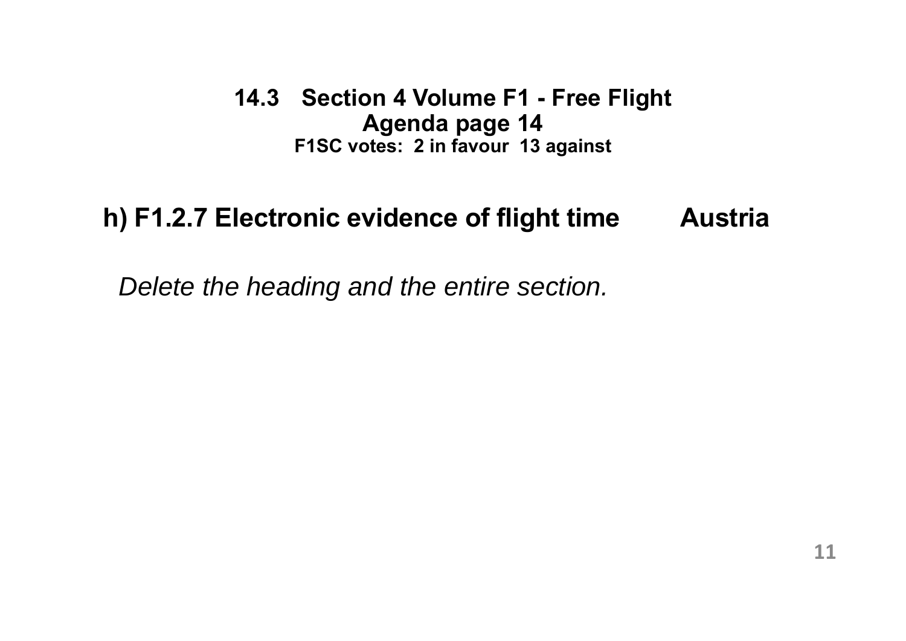## 14.3 Section 4 Volume F1 - Free Flight
### Agenda page 14
**F1SC votes: 2 in favour 13 against**

## h) F1.2.7 Electronic evidence of flight time — Austria

*Delete the heading and the entire section.*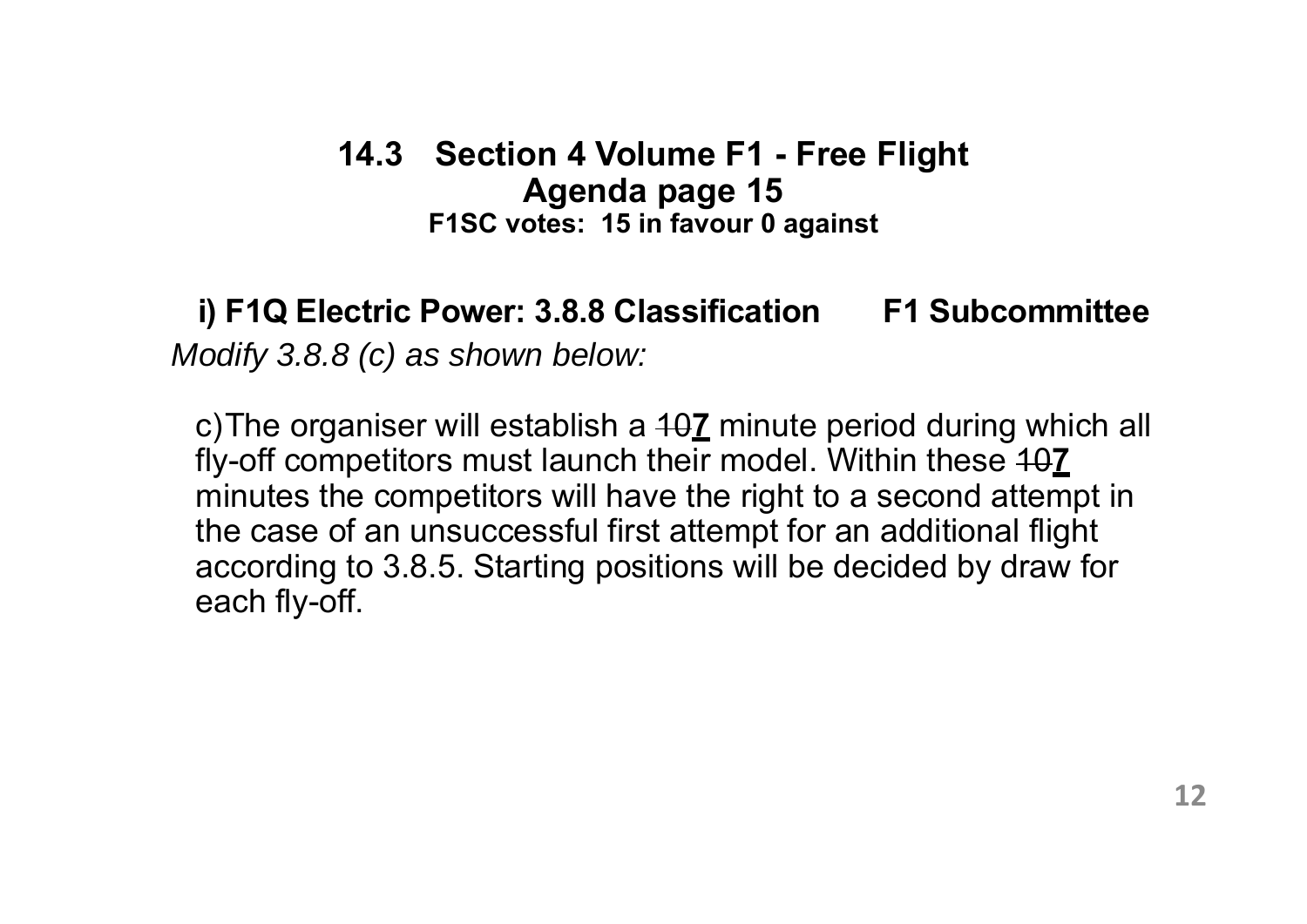## 14.3 Section 4 Volume F1 - Free Flight

**Agenda page 15**

**F1SC votes: 15 in favour 0 against**

### i) F1Q Electric Power: 3.8.8 Classification F1 Subcommittee

*Modify 3.8.8 (c) as shown below:*

c)The organiser will establish a ~~10~~**7** minute period during which all fly-off competitors must launch their model. Within these ~~10~~**7** minutes the competitors will have the right to a second attempt in the case of an unsuccessful first attempt for an additional flight according to 3.8.5. Starting positions will be decided by draw for each fly-off.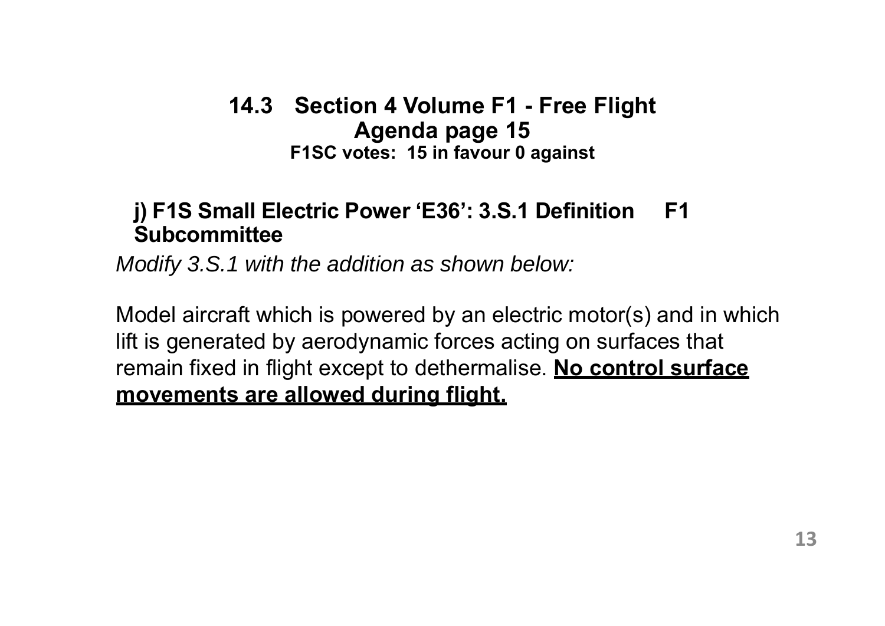## 14.3 Section 4 Volume F1 - Free Flight

### Agenda page 15

**F1SC votes: 15 in favour 0 against**

**j) F1S Small Electric Power 'E36': 3.S.1 Definition F1 Subcommittee**

*Modify 3.S.1 with the addition as shown below:*

Model aircraft which is powered by an electric motor(s) and in which lift is generated by aerodynamic forces acting on surfaces that remain fixed in flight except to dethermalise. **<u>No control surface movements are allowed during flight.</u>**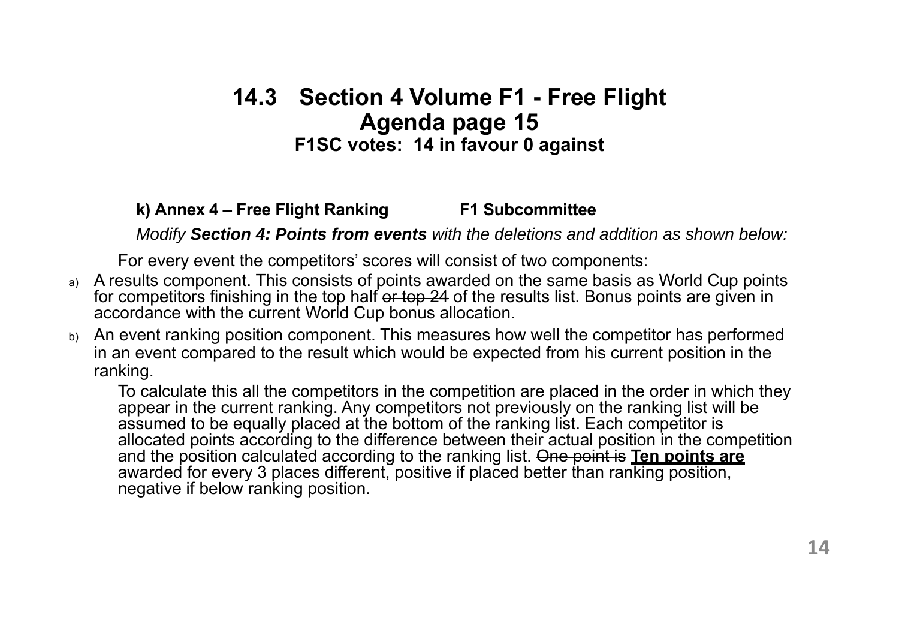## 14.3 Section 4 Volume F1 - Free Flight

### Agenda page 15

**F1SC votes: 14 in favour 0 against**

**k) Annex 4 – Free Flight Ranking F1 Subcommittee**

*Modify **Section 4: Points from events** with the deletions and addition as shown below:*

For every event the competitors' scores will consist of two components:

a) A results component. This consists of points awarded on the same basis as World Cup points for competitors finishing in the top half ~~or top 24~~ of the results list. Bonus points are given in accordance with the current World Cup bonus allocation.

b) An event ranking position component. This measures how well the competitor has performed in an event compared to the result which would be expected from his current position in the ranking.

To calculate this all the competitors in the competition are placed in the order in which they appear in the current ranking. Any competitors not previously on the ranking list will be assumed to be equally placed at the bottom of the ranking list. Each competitor is allocated points according to the difference between their actual position in the competition and the position calculated according to the ranking list. ~~One point is~~ **<u>Ten points are</u>** awarded for every 3 places different, positive if placed better than ranking position, negative if below ranking position.